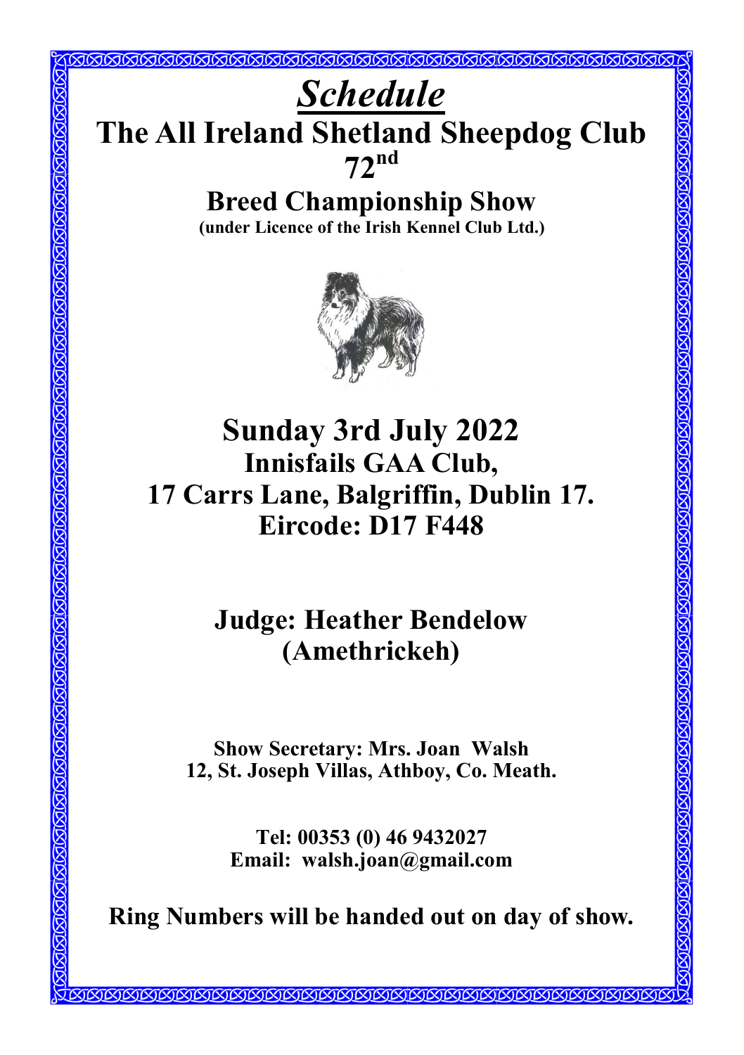# *Schedule*

# The All Ireland Shetland Sheepdog Club

## 72nd

## Breed Championship Show

**(under Licence of the Irish Kennel Club Ltd.)**

## Sunday 3rd July 2022

### Innisfails GAA Club,
### 17 Carrs Lane, Balgriffin, Dublin 17.
### Eircode: D17 F448

## Judge: Heather Bendelow (Amethrickeh)

**Show Secretary: Mrs. Joan Walsh**
**12, St. Joseph Villas, Athboy, Co. Meath.**

**Tel: 00353 (0) 46 9432027**
**Email: walsh.joan@gmail.com**

**Ring Numbers will be handed out on day of show.**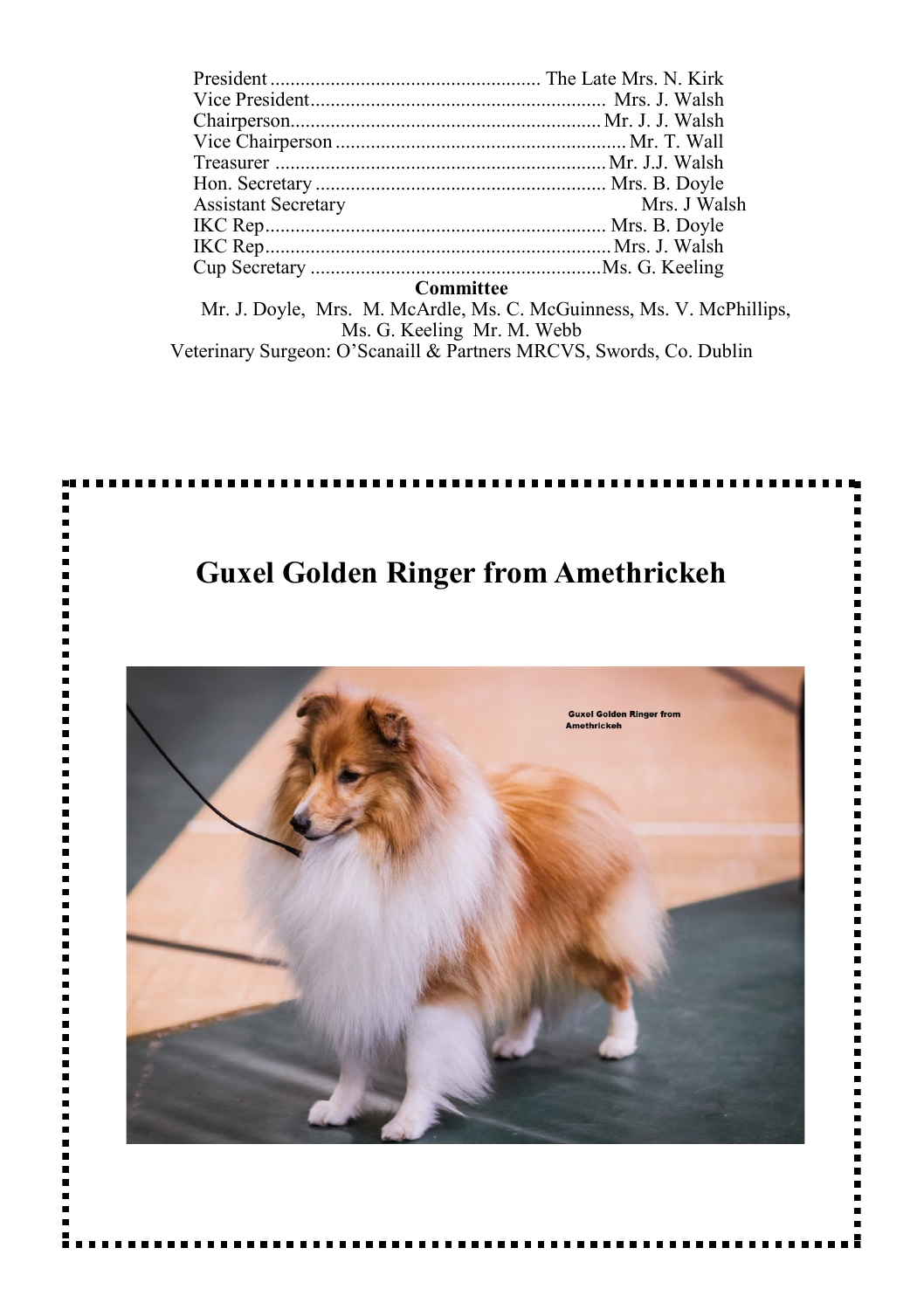President ...................................................... The Late Mrs. N. Kirk
Vice President........................................................... Mrs. J. Walsh
Chairperson.............................................................. Mr. J. J. Walsh
Vice Chairperson .......................................................... Mr. T. Wall
Treasurer .................................................................. Mr. J.J. Walsh
Hon. Secretary .......................................................... Mrs. B. Doyle
Assistant Secretary Mrs. J Walsh
IKC Rep.................................................................... Mrs. B. Doyle
IKC Rep..................................................................... Mrs. J. Walsh
Cup Secretary ..........................................................Ms. G. Keeling

**Committee**

Mr. J. Doyle, Mrs. M. McArdle, Ms. C. McGuinness, Ms. V. McPhillips, Ms. G. Keeling Mr. M. Webb

Veterinary Surgeon: O'Scanaill & Partners MRCVS, Swords, Co. Dublin

# Guxel Golden Ringer from Amethrickeh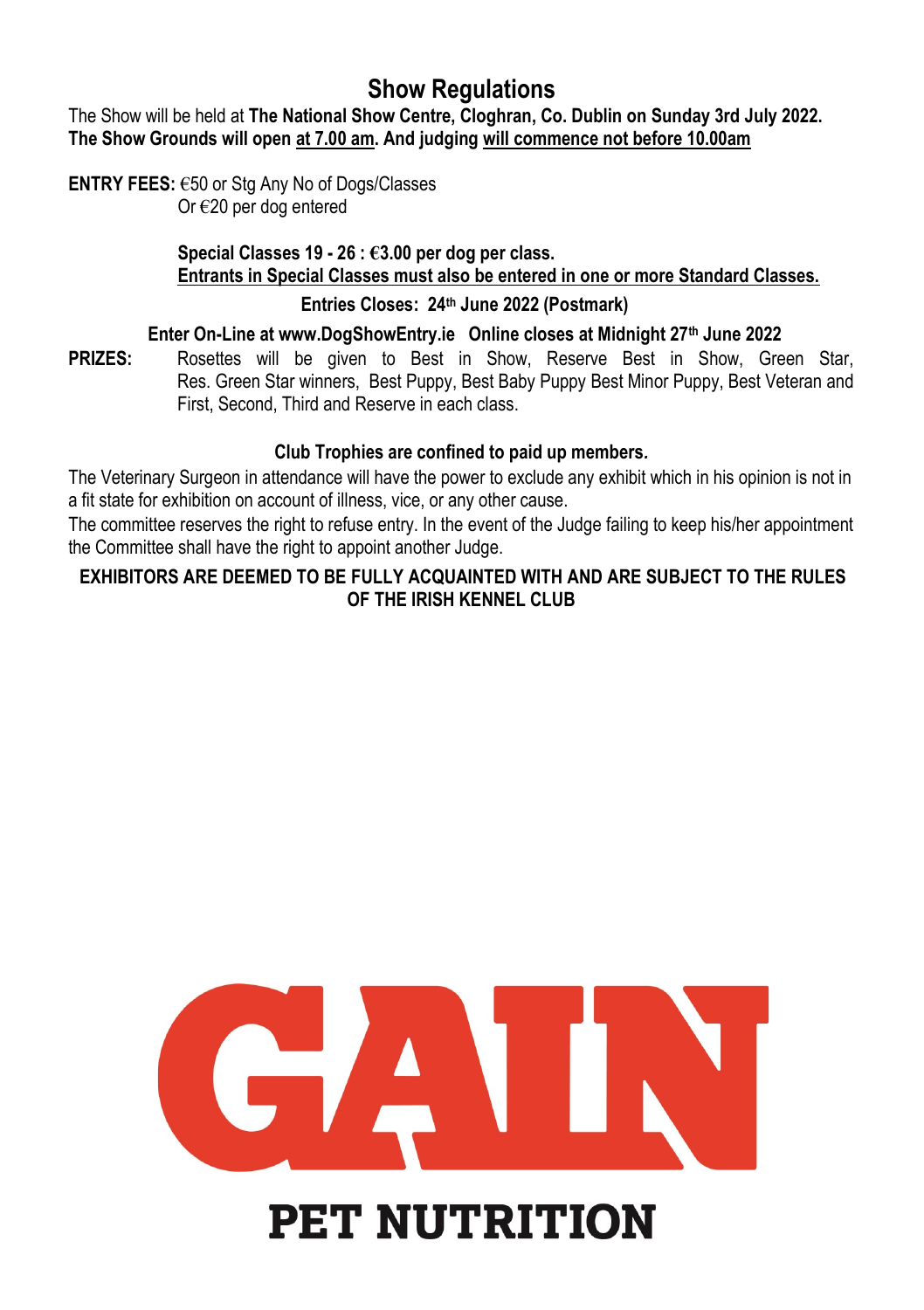# Show Regulations

The Show will be held at **The National Show Centre, Cloghran, Co. Dublin on Sunday 3rd July 2022. The Show Grounds will open at 7.00 am. And judging will commence not before 10.00am**

**ENTRY FEES:** €50 or Stg Any No of Dogs/Classes
Or €20 per dog entered

**Special Classes 19 - 26 : €3.00 per dog per class.**
**Entrants in Special Classes must also be entered in one or more Standard Classes.**

**Entries Closes: 24th June 2022 (Postmark)**

**Enter On-Line at www.DogShowEntry.ie Online closes at Midnight 27th June 2022**

**PRIZES:** Rosettes will be given to Best in Show, Reserve Best in Show, Green Star, Res. Green Star winners, Best Puppy, Best Baby Puppy Best Minor Puppy, Best Veteran and First, Second, Third and Reserve in each class.

**Club Trophies are confined to paid up members.**

The Veterinary Surgeon in attendance will have the power to exclude any exhibit which in his opinion is not in a fit state for exhibition on account of illness, vice, or any other cause.

The committee reserves the right to refuse entry. In the event of the Judge failing to keep his/her appointment the Committee shall have the right to appoint another Judge.

**EXHIBITORS ARE DEEMED TO BE FULLY ACQUAINTED WITH AND ARE SUBJECT TO THE RULES OF THE IRISH KENNEL CLUB**

GAIN

PET NUTRITION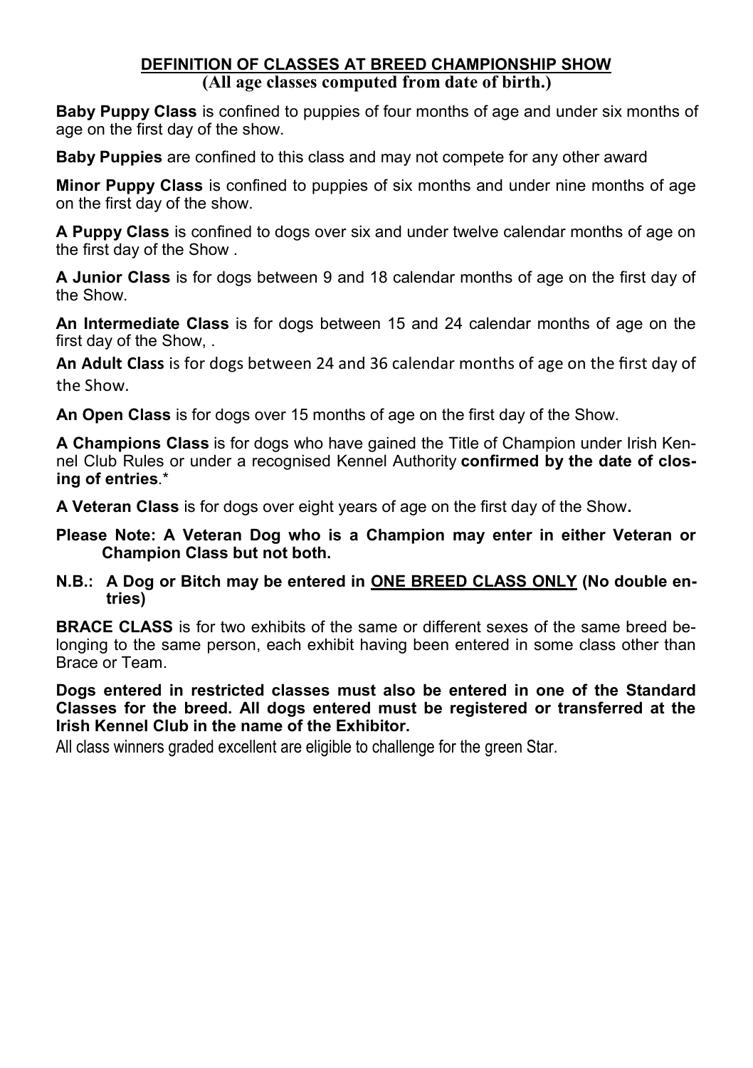## DEFINITION OF CLASSES AT BREED CHAMPIONSHIP SHOW

**(All age classes computed from date of birth.)**

**Baby Puppy Class** is confined to puppies of four months of age and under six months of age on the first day of the show.

**Baby Puppies** are confined to this class and may not compete for any other award

**Minor Puppy Class** is confined to puppies of six months and under nine months of age on the first day of the show.

**A Puppy Class** is confined to dogs over six and under twelve calendar months of age on the first day of the Show .

**A Junior Class** is for dogs between 9 and 18 calendar months of age on the first day of the Show.

**An Intermediate Class** is for dogs between 15 and 24 calendar months of age on the first day of the Show, .

**An Adult Class** is for dogs between 24 and 36 calendar months of age on the first day of the Show.

**An Open Class** is for dogs over 15 months of age on the first day of the Show.

**A Champions Class** is for dogs who have gained the Title of Champion under Irish Kennel Club Rules or under a recognised Kennel Authority **confirmed by the date of closing of entries**.*

**A Veteran Class** is for dogs over eight years of age on the first day of the Show**.**

**Please Note: A Veteran Dog who is a Champion may enter in either Veteran or Champion Class but not both.**

**N.B.: A Dog or Bitch may be entered in ONE BREED CLASS ONLY (No double entries)**

**BRACE CLASS** is for two exhibits of the same or different sexes of the same breed belonging to the same person, each exhibit having been entered in some class other than Brace or Team.

**Dogs entered in restricted classes must also be entered in one of the Standard Classes for the breed. All dogs entered must be registered or transferred at the Irish Kennel Club in the name of the Exhibitor.**

All class winners graded excellent are eligible to challenge for the green Star.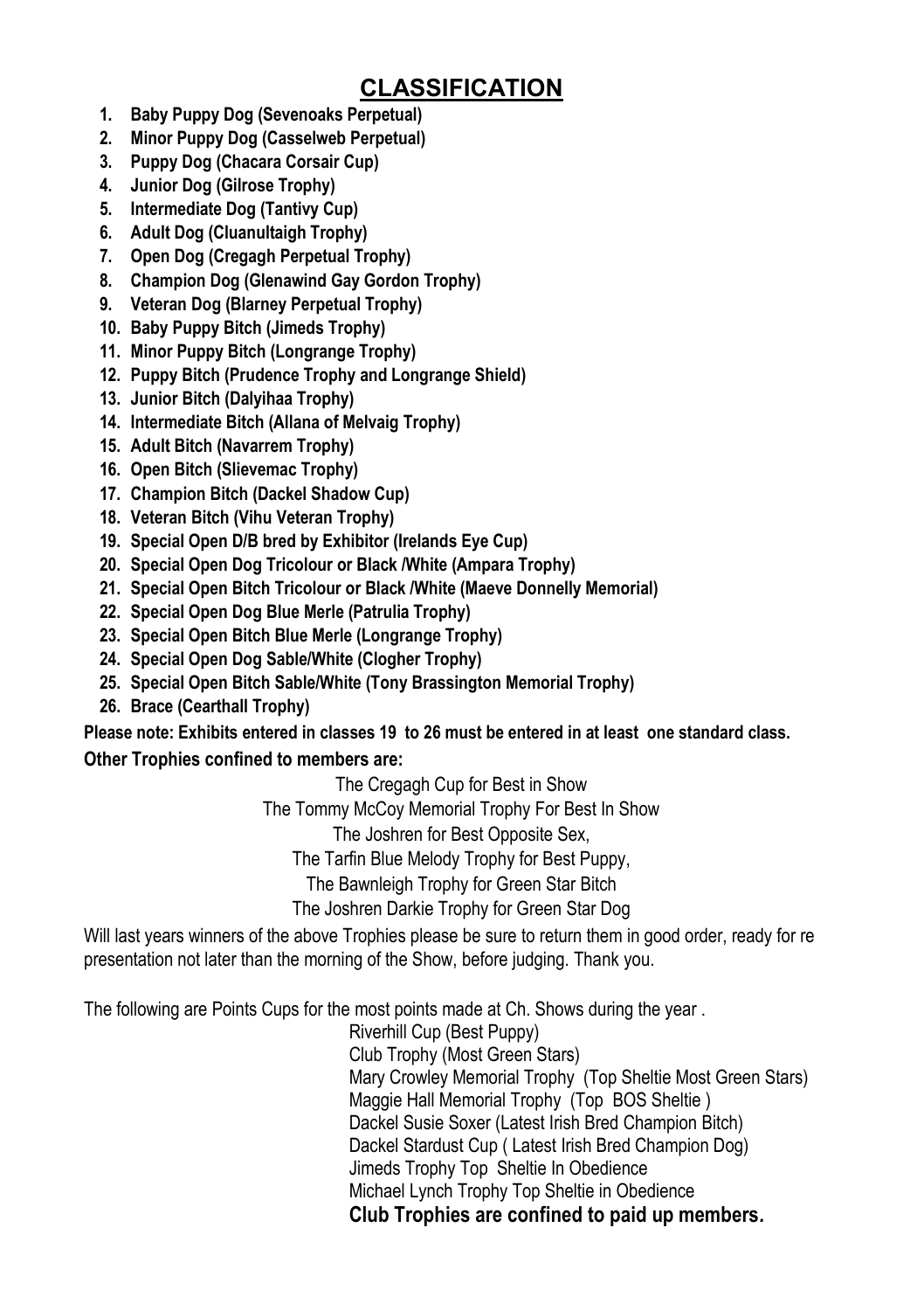# CLASSIFICATION

1. **Baby Puppy Dog (Sevenoaks Perpetual)**
2. **Minor Puppy Dog (Casselweb Perpetual)**
3. **Puppy Dog (Chacara Corsair Cup)**
4. **Junior Dog (Gilrose Trophy)**
5. **Intermediate Dog (Tantivy Cup)**
6. **Adult Dog (Cluanultaigh Trophy)**
7. **Open Dog (Cregagh Perpetual Trophy)**
8. **Champion Dog (Glenawind Gay Gordon Trophy)**
9. **Veteran Dog (Blarney Perpetual Trophy)**
10. **Baby Puppy Bitch (Jimeds Trophy)**
11. **Minor Puppy Bitch (Longrange Trophy)**
12. **Puppy Bitch (Prudence Trophy and Longrange Shield)**
13. **Junior Bitch (Dalyihaa Trophy)**
14. **Intermediate Bitch (Allana of Melvaig Trophy)**
15. **Adult Bitch (Navarrem Trophy)**
16. **Open Bitch (Slievemac Trophy)**
17. **Champion Bitch (Dackel Shadow Cup)**
18. **Veteran Bitch (Vihu Veteran Trophy)**
19. **Special Open D/B bred by Exhibitor (Irelands Eye Cup)**
20. **Special Open Dog Tricolour or Black /White (Ampara Trophy)**
21. **Special Open Bitch Tricolour or Black /White (Maeve Donnelly Memorial)**
22. **Special Open Dog Blue Merle (Patrulia Trophy)**
23. **Special Open Bitch Blue Merle (Longrange Trophy)**
24. **Special Open Dog Sable/White (Clogher Trophy)**
25. **Special Open Bitch Sable/White (Tony Brassington Memorial Trophy)**
26. **Brace (Cearthall Trophy)**

**Please note: Exhibits entered in classes 19 to 26 must be entered in at least one standard class.**

**Other Trophies confined to members are:**

The Cregagh Cup for Best in Show
The Tommy McCoy Memorial Trophy For Best In Show
The Joshren for Best Opposite Sex,
The Tarfin Blue Melody Trophy for Best Puppy,
The Bawnleigh Trophy for Green Star Bitch
The Joshren Darkie Trophy for Green Star Dog

Will last years winners of the above Trophies please be sure to return them in good order, ready for re presentation not later than the morning of the Show, before judging. Thank you.

The following are Points Cups for the most points made at Ch. Shows during the year .

Riverhill Cup (Best Puppy)
Club Trophy (Most Green Stars)
Mary Crowley Memorial Trophy (Top Sheltie Most Green Stars)
Maggie Hall Memorial Trophy (Top BOS Sheltie )
Dackel Susie Soxer (Latest Irish Bred Champion Bitch)
Dackel Stardust Cup ( Latest Irish Bred Champion Dog)
Jimeds Trophy Top Sheltie In Obedience
Michael Lynch Trophy Top Sheltie in Obedience

**Club Trophies are confined to paid up members.**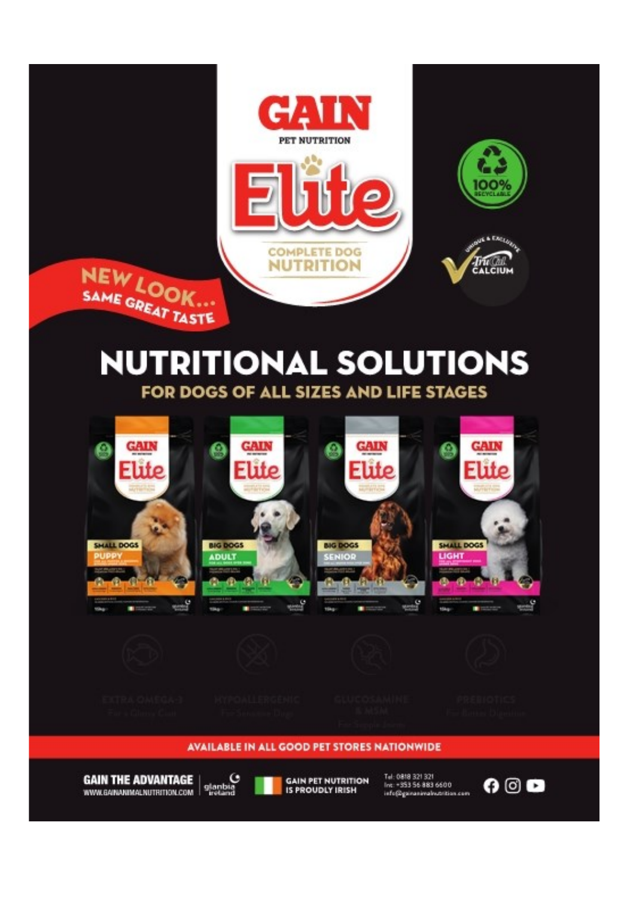GAIN

PET NUTRITION

# Elite

COMPLETE DOG NUTRITION

100% RECYCLABLE

UNIQUE & EXCLUSIVE TruCal CALCIUM

NEW LOOK... SAME GREAT TASTE

# NUTRITIONAL SOLUTIONS

## FOR DOGS OF ALL SIZES AND LIFE STAGES

SMALL DOGS PUPPY

BIG DOGS ADULT

BIG DOGS SENIOR

SMALL DOGS LIGHT

EXTRA OMEGA-3
For a Glossy Coat

HYPOALLERGENIC
For Sensitive Dogs

GLUCOSAMINE & MSM
For Supple Joints

PREBIOTICS
For Better Digestion

**AVAILABLE IN ALL GOOD PET STORES NATIONWIDE**

**GAIN THE ADVANTAGE**
WWW.GAINANIMALNUTRITION.COM

glanbia ireland

**GAIN PET NUTRITION IS PROUDLY IRISH**

Tel: 0818 321 321
Int: +353 56 883 6600
info@gainanimalnutrition.com